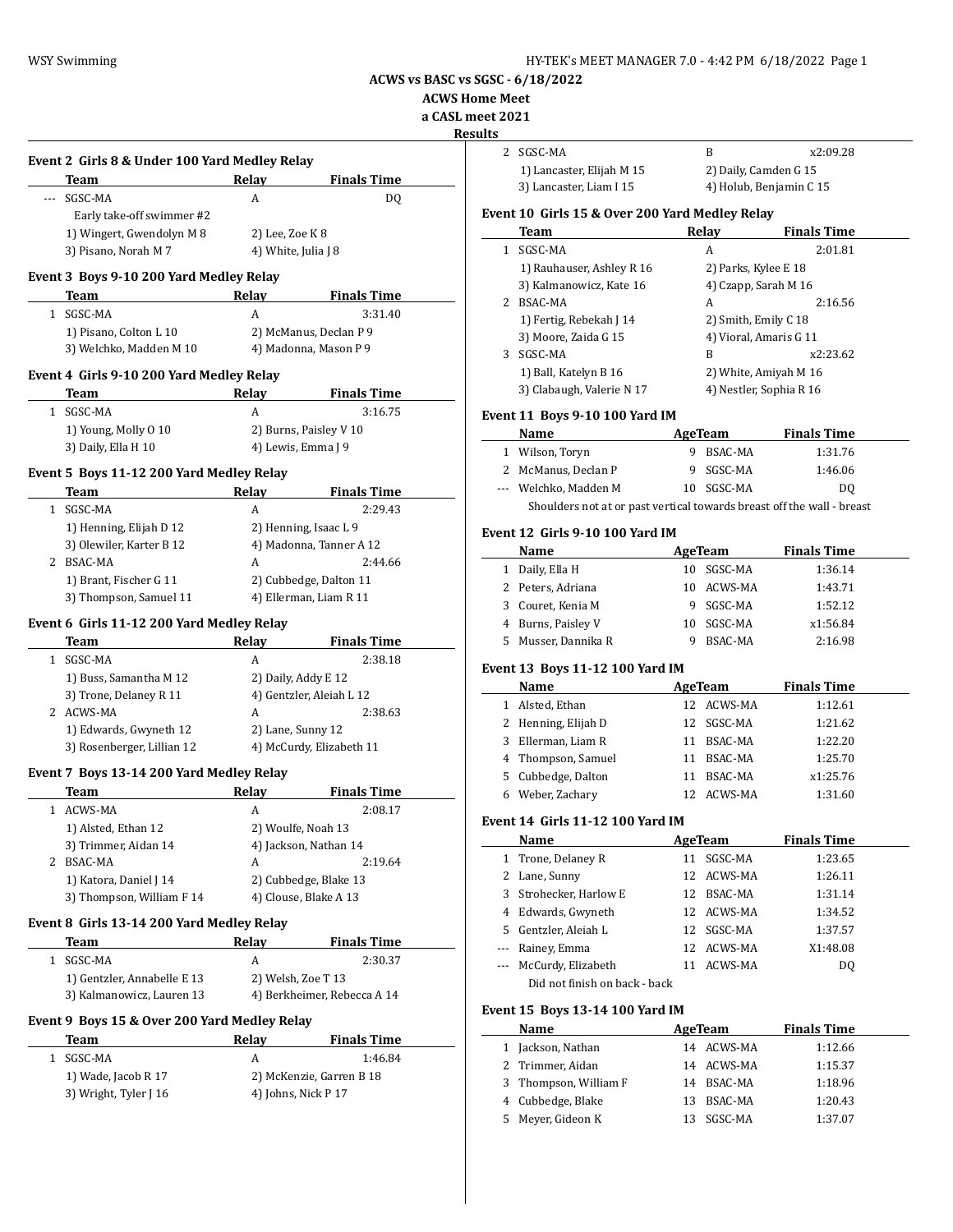## ACWS vs BASC vs SGSC - 6/18/2022

### ACWS Home Meet

### a CASL meet 2021

### Results

#### Event 2 Girls 8 & Under 100 Yard Medley Relay

| | Team | Relay | Finals Time |
|---|---|---|---|
| --- | SGSC-MA | A | DQ |
| | Early take-off swimmer #2 | | |
| | 1) Wingert, Gwendolyn M 8 | 2) Lee, Zoe K 8 | |
| | 3) Pisano, Norah M 7 | 4) White, Julia J 8 | |

#### Event 3 Boys 9-10 200 Yard Medley Relay

| | Team | Relay | Finals Time |
|---|---|---|---|
| 1 | SGSC-MA | A | 3:31.40 |
| | 1) Pisano, Colton L 10 | 2) McManus, Declan P 9 | |
| | 3) Welchko, Madden M 10 | 4) Madonna, Mason P 9 | |

#### Event 4 Girls 9-10 200 Yard Medley Relay

| | Team | Relay | Finals Time |
|---|---|---|---|
| 1 | SGSC-MA | A | 3:16.75 |
| | 1) Young, Molly O 10 | 2) Burns, Paisley V 10 | |
| | 3) Daily, Ella H 10 | 4) Lewis, Emma J 9 | |

#### Event 5 Boys 11-12 200 Yard Medley Relay

| | Team | Relay | Finals Time |
|---|---|---|---|
| 1 | SGSC-MA | A | 2:29.43 |
| | 1) Henning, Elijah D 12 | 2) Henning, Isaac L 9 | |
| | 3) Olewiler, Karter B 12 | 4) Madonna, Tanner A 12 | |
| 2 | BSAC-MA | A | 2:44.66 |
| | 1) Brant, Fischer G 11 | 2) Cubbedge, Dalton 11 | |
| | 3) Thompson, Samuel 11 | 4) Ellerman, Liam R 11 | |

#### Event 6 Girls 11-12 200 Yard Medley Relay

| | Team | Relay | Finals Time |
|---|---|---|---|
| 1 | SGSC-MA | A | 2:38.18 |
| | 1) Buss, Samantha M 12 | 2) Daily, Addy E 12 | |
| | 3) Trone, Delaney R 11 | 4) Gentzler, Aleiah L 12 | |
| 2 | ACWS-MA | A | 2:38.63 |
| | 1) Edwards, Gwyneth 12 | 2) Lane, Sunny 12 | |
| | 3) Rosenberger, Lillian 12 | 4) McCurdy, Elizabeth 11 | |

#### Event 7 Boys 13-14 200 Yard Medley Relay

| | Team | Relay | Finals Time |
|---|---|---|---|
| 1 | ACWS-MA | A | 2:08.17 |
| | 1) Alsted, Ethan 12 | 2) Woulfe, Noah 13 | |
| | 3) Trimmer, Aidan 14 | 4) Jackson, Nathan 14 | |
| 2 | BSAC-MA | A | 2:19.64 |
| | 1) Katora, Daniel J 14 | 2) Cubbedge, Blake 13 | |
| | 3) Thompson, William F 14 | 4) Clouse, Blake A 13 | |

#### Event 8 Girls 13-14 200 Yard Medley Relay

| | Team | Relay | Finals Time |
|---|---|---|---|
| 1 | SGSC-MA | A | 2:30.37 |
| | 1) Gentzler, Annabelle E 13 | 2) Welsh, Zoe T 13 | |
| | 3) Kalmanowicz, Lauren 13 | 4) Berkheimer, Rebecca A 14 | |

#### Event 9 Boys 15 & Over 200 Yard Medley Relay

| | Team | Relay | Finals Time |
|---|---|---|---|
| 1 | SGSC-MA | A | 1:46.84 |
| | 1) Wade, Jacob R 17 | 2) McKenzie, Garren B 18 | |
| | 3) Wright, Tyler J 16 | 4) Johns, Nick P 17 | |
| 2 | SGSC-MA | B | x2:09.28 |
| | 1) Lancaster, Elijah M 15 | 2) Daily, Camden G 15 | |
| | 3) Lancaster, Liam I 15 | 4) Holub, Benjamin C 15 | |

#### Event 10 Girls 15 & Over 200 Yard Medley Relay

| | Team | Relay | Finals Time |
|---|---|---|---|
| 1 | SGSC-MA | A | 2:01.81 |
| | 1) Rauhauser, Ashley R 16 | 2) Parks, Kylee E 18 | |
| | 3) Kalmanowicz, Kate 16 | 4) Czapp, Sarah M 16 | |
| 2 | BSAC-MA | A | 2:16.56 |
| | 1) Fertig, Rebekah J 14 | 2) Smith, Emily C 18 | |
| | 3) Moore, Zaida G 15 | 4) Vioral, Amaris G 11 | |
| 3 | SGSC-MA | B | x2:23.62 |
| | 1) Ball, Katelyn B 16 | 2) White, Amiyah M 16 | |
| | 3) Clabaugh, Valerie N 17 | 4) Nestler, Sophia R 16 | |

#### Event 11 Boys 9-10 100 Yard IM

| | Name | Age | Team | Finals Time |
|---|---|---|---|---|
| 1 | Wilson, Toryn | 9 | BSAC-MA | 1:31.76 |
| 2 | McManus, Declan P | 9 | SGSC-MA | 1:46.06 |
| --- | Welchko, Madden M | 10 | SGSC-MA | DQ |
| | Shoulders not at or past vertical towards breast off the wall - breast | | | |

#### Event 12 Girls 9-10 100 Yard IM

| | Name | Age | Team | Finals Time |
|---|---|---|---|---|
| 1 | Daily, Ella H | 10 | SGSC-MA | 1:36.14 |
| 2 | Peters, Adriana | 10 | ACWS-MA | 1:43.71 |
| 3 | Couret, Kenia M | 9 | SGSC-MA | 1:52.12 |
| 4 | Burns, Paisley V | 10 | SGSC-MA | x1:56.84 |
| 5 | Musser, Dannika R | 9 | BSAC-MA | 2:16.98 |

#### Event 13 Boys 11-12 100 Yard IM

| | Name | Age | Team | Finals Time |
|---|---|---|---|---|
| 1 | Alsted, Ethan | 12 | ACWS-MA | 1:12.61 |
| 2 | Henning, Elijah D | 12 | SGSC-MA | 1:21.62 |
| 3 | Ellerman, Liam R | 11 | BSAC-MA | 1:22.20 |
| 4 | Thompson, Samuel | 11 | BSAC-MA | 1:25.70 |
| 5 | Cubbedge, Dalton | 11 | BSAC-MA | x1:25.76 |
| 6 | Weber, Zachary | 12 | ACWS-MA | 1:31.60 |

#### Event 14 Girls 11-12 100 Yard IM

| | Name | Age | Team | Finals Time |
|---|---|---|---|---|
| 1 | Trone, Delaney R | 11 | SGSC-MA | 1:23.65 |
| 2 | Lane, Sunny | 12 | ACWS-MA | 1:26.11 |
| 3 | Strohecker, Harlow E | 12 | BSAC-MA | 1:31.14 |
| 4 | Edwards, Gwyneth | 12 | ACWS-MA | 1:34.52 |
| 5 | Gentzler, Aleiah L | 12 | SGSC-MA | 1:37.57 |
| --- | Rainey, Emma | 12 | ACWS-MA | X1:48.08 |
| --- | McCurdy, Elizabeth | 11 | ACWS-MA | DQ |
| | Did not finish on back - back | | | |

#### Event 15 Boys 13-14 100 Yard IM

| | Name | Age | Team | Finals Time |
|---|---|---|---|---|
| 1 | Jackson, Nathan | 14 | ACWS-MA | 1:12.66 |
| 2 | Trimmer, Aidan | 14 | ACWS-MA | 1:15.37 |
| 3 | Thompson, William F | 14 | BSAC-MA | 1:18.96 |
| 4 | Cubbedge, Blake | 13 | BSAC-MA | 1:20.43 |
| 5 | Meyer, Gideon K | 13 | SGSC-MA | 1:37.07 |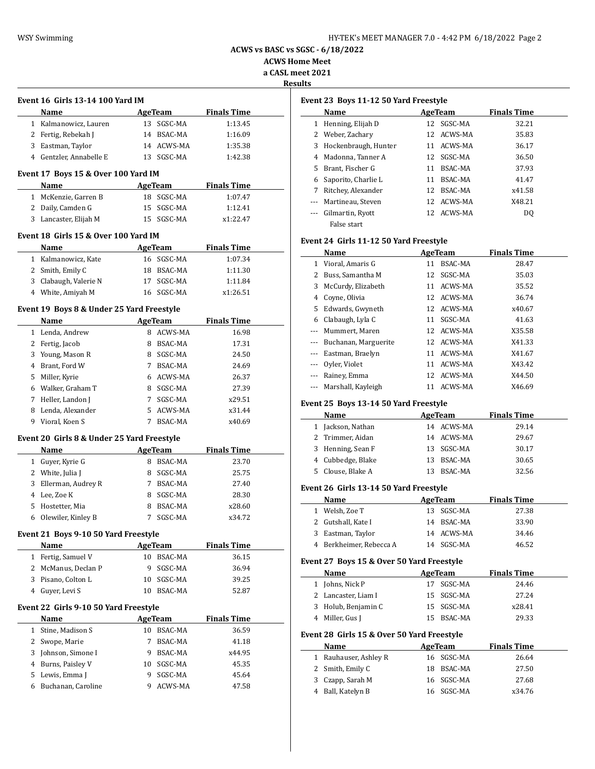# ACWS vs BASC vs SGSC - 6/18/2022

## ACWS Home Meet

## a CASL meet 2021

## Results

### Event 16 Girls 13-14 100 Yard IM

| | Name | Age | Team | Finals Time |
|---|---|---|---|---|
| 1 | Kalmanowicz, Lauren | 13 | SGSC-MA | 1:13.45 |
| 2 | Fertig, Rebekah J | 14 | BSAC-MA | 1:16.09 |
| 3 | Eastman, Taylor | 14 | ACWS-MA | 1:35.38 |
| 4 | Gentzler, Annabelle E | 13 | SGSC-MA | 1:42.38 |

### Event 17 Boys 15 & Over 100 Yard IM

| | Name | Age | Team | Finals Time |
|---|---|---|---|---|
| 1 | McKenzie, Garren B | 18 | SGSC-MA | 1:07.47 |
| 2 | Daily, Camden G | 15 | SGSC-MA | 1:12.41 |
| 3 | Lancaster, Elijah M | 15 | SGSC-MA | x1:22.47 |

### Event 18 Girls 15 & Over 100 Yard IM

| | Name | Age | Team | Finals Time |
|---|---|---|---|---|
| 1 | Kalmanowicz, Kate | 16 | SGSC-MA | 1:07.34 |
| 2 | Smith, Emily C | 18 | BSAC-MA | 1:11.30 |
| 3 | Clabaugh, Valerie N | 17 | SGSC-MA | 1:11.84 |
| 4 | White, Amiyah M | 16 | SGSC-MA | x1:26.51 |

### Event 19 Boys 8 & Under 25 Yard Freestyle

| | Name | Age | Team | Finals Time |
|---|---|---|---|---|
| 1 | Lenda, Andrew | 8 | ACWS-MA | 16.98 |
| 2 | Fertig, Jacob | 8 | BSAC-MA | 17.31 |
| 3 | Young, Mason R | 8 | SGSC-MA | 24.50 |
| 4 | Brant, Ford W | 7 | BSAC-MA | 24.69 |
| 5 | Miller, Kyrie | 6 | ACWS-MA | 26.37 |
| 6 | Walker, Graham T | 8 | SGSC-MA | 27.39 |
| 7 | Heller, Landon J | 7 | SGSC-MA | x29.51 |
| 8 | Lenda, Alexander | 5 | ACWS-MA | x31.44 |
| 9 | Violal, Koen S | 7 | BSAC-MA | x40.69 |

### Event 20 Girls 8 & Under 25 Yard Freestyle

| | Name | Age | Team | Finals Time |
|---|---|---|---|---|
| 1 | Guyer, Kyrie G | 8 | BSAC-MA | 23.70 |
| 2 | White, Julia J | 8 | SGSC-MA | 25.75 |
| 3 | Ellerman, Audrey R | 7 | BSAC-MA | 27.40 |
| 4 | Lee, Zoe K | 8 | SGSC-MA | 28.30 |
| 5 | Hostetter, Mia | 8 | BSAC-MA | x28.60 |
| 6 | Olewiler, Kinley B | 7 | SGSC-MA | x34.72 |

### Event 21 Boys 9-10 50 Yard Freestyle

| | Name | Age | Team | Finals Time |
|---|---|---|---|---|
| 1 | Fertig, Samuel V | 10 | BSAC-MA | 36.15 |
| 2 | McManus, Declan P | 9 | SGSC-MA | 36.94 |
| 3 | Pisano, Colton L | 10 | SGSC-MA | 39.25 |
| 4 | Guyer, Levi S | 10 | BSAC-MA | 52.87 |

### Event 22 Girls 9-10 50 Yard Freestyle

| | Name | Age | Team | Finals Time |
|---|---|---|---|---|
| 1 | Stine, Madison S | 10 | BSAC-MA | 36.59 |
| 2 | Swope, Marie | 7 | BSAC-MA | 41.18 |
| 3 | Johnson, Simone I | 9 | BSAC-MA | x44.95 |
| 4 | Burns, Paisley V | 10 | SGSC-MA | 45.35 |
| 5 | Lewis, Emma J | 9 | SGSC-MA | 45.64 |
| 6 | Buchanan, Caroline | 9 | ACWS-MA | 47.58 |

### Event 23 Boys 11-12 50 Yard Freestyle

| | Name | Age | Team | Finals Time |
|---|---|---|---|---|
| 1 | Henning, Elijah D | 12 | SGSC-MA | 32.21 |
| 2 | Weber, Zachary | 12 | ACWS-MA | 35.83 |
| 3 | Hockenbraugh, Hunter | 11 | ACWS-MA | 36.17 |
| 4 | Madonna, Tanner A | 12 | SGSC-MA | 36.50 |
| 5 | Brant, Fischer G | 11 | BSAC-MA | 37.93 |
| 6 | Saporito, Charlie L | 11 | BSAC-MA | 41.47 |
| 7 | Ritchey, Alexander | 12 | BSAC-MA | x41.58 |
| --- | Martineau, Steven | 12 | ACWS-MA | X48.21 |
| --- | Gilmartin, Ryott | 12 | ACWS-MA | DQ |
| | False start | | | |

### Event 24 Girls 11-12 50 Yard Freestyle

| | Name | Age | Team | Finals Time |
|---|---|---|---|---|
| 1 | Vioral, Amaris G | 11 | BSAC-MA | 28.47 |
| 2 | Buss, Samantha M | 12 | SGSC-MA | 35.03 |
| 3 | McCurdy, Elizabeth | 11 | ACWS-MA | 35.52 |
| 4 | Coyne, Olivia | 12 | ACWS-MA | 36.74 |
| 5 | Edwards, Gwyneth | 12 | ACWS-MA | x40.67 |
| 6 | Clabaugh, Lyla C | 11 | SGSC-MA | 41.63 |
| --- | Mummert, Maren | 12 | ACWS-MA | X35.58 |
| --- | Buchanan, Marguerite | 12 | ACWS-MA | X41.33 |
| --- | Eastman, Braelyn | 11 | ACWS-MA | X41.67 |
| --- | Oyler, Violet | 11 | ACWS-MA | X43.42 |
| --- | Rainey, Emma | 12 | ACWS-MA | X44.50 |
| --- | Marshall, Kayleigh | 11 | ACWS-MA | X46.69 |

### Event 25 Boys 13-14 50 Yard Freestyle

| | Name | Age | Team | Finals Time |
|---|---|---|---|---|
| 1 | Jackson, Nathan | 14 | ACWS-MA | 29.14 |
| 2 | Trimmer, Aidan | 14 | ACWS-MA | 29.67 |
| 3 | Henning, Sean F | 13 | SGSC-MA | 30.17 |
| 4 | Cubbedge, Blake | 13 | BSAC-MA | 30.65 |
| 5 | Clouse, Blake A | 13 | BSAC-MA | 32.56 |

### Event 26 Girls 13-14 50 Yard Freestyle

| | Name | Age | Team | Finals Time |
|---|---|---|---|---|
| 1 | Welsh, Zoe T | 13 | SGSC-MA | 27.38 |
| 2 | Gutshall, Kate I | 14 | BSAC-MA | 33.90 |
| 3 | Eastman, Taylor | 14 | ACWS-MA | 34.46 |
| 4 | Berkheimer, Rebecca A | 14 | SGSC-MA | 46.52 |

### Event 27 Boys 15 & Over 50 Yard Freestyle

| | Name | Age | Team | Finals Time |
|---|---|---|---|---|
| 1 | Johns, Nick P | 17 | SGSC-MA | 24.46 |
| 2 | Lancaster, Liam I | 15 | SGSC-MA | 27.24 |
| 3 | Holub, Benjamin C | 15 | SGSC-MA | x28.41 |
| 4 | Miller, Gus J | 15 | BSAC-MA | 29.33 |

### Event 28 Girls 15 & Over 50 Yard Freestyle

| | Name | Age | Team | Finals Time |
|---|---|---|---|---|
| 1 | Rauhauser, Ashley R | 16 | SGSC-MA | 26.64 |
| 2 | Smith, Emily C | 18 | BSAC-MA | 27.50 |
| 3 | Czapp, Sarah M | 16 | SGSC-MA | 27.68 |
| 4 | Ball, Katelyn B | 16 | SGSC-MA | x34.76 |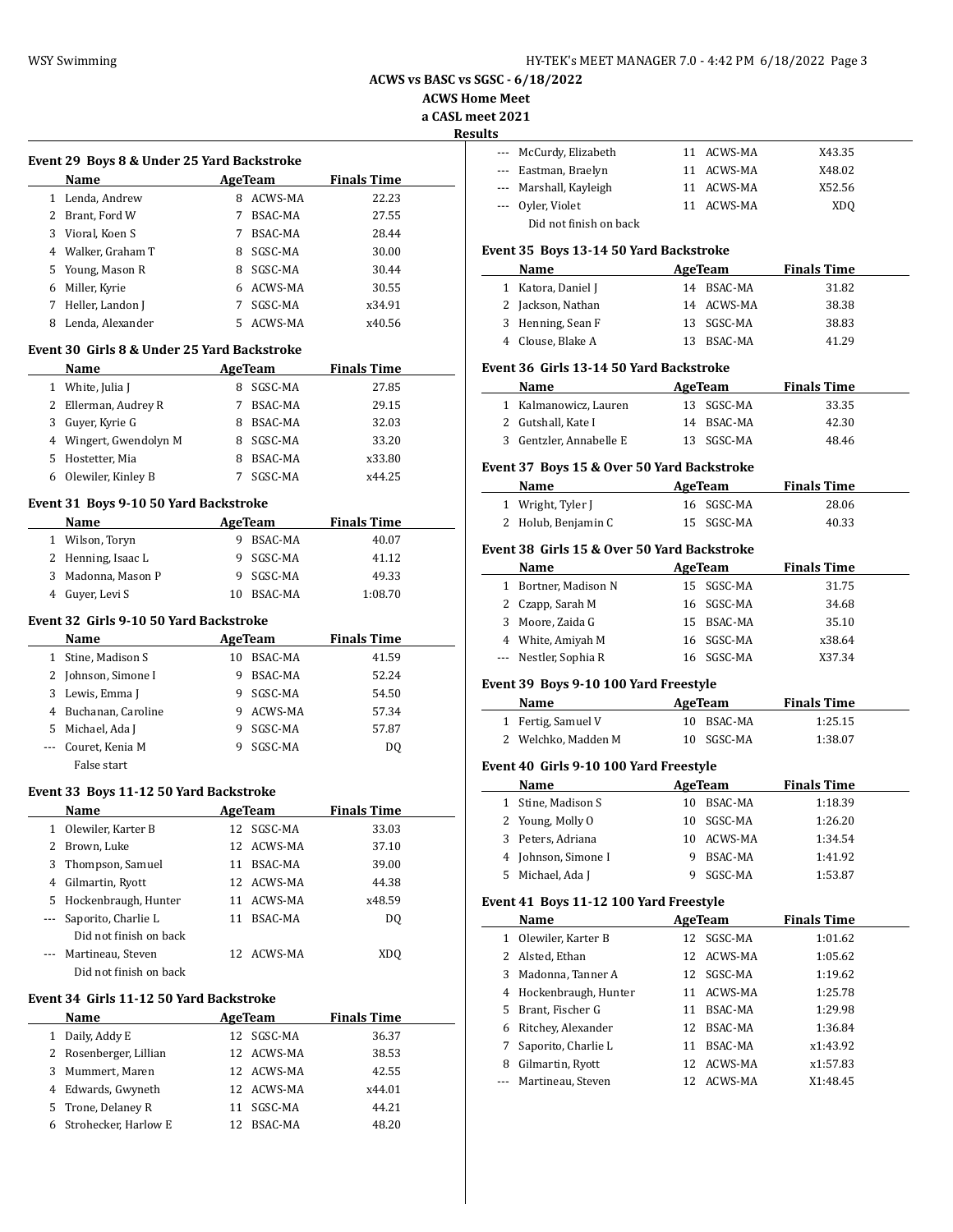ACWS vs BASC vs SGSC - 6/18/2022

ACWS Home Meet

a CASL meet 2021

Results

### Event 29 Boys 8 & Under 25 Yard Backstroke

| | Name | Age | Team | Finals Time |
|---|---|---|---|---|
| 1 | Lenda, Andrew | 8 | ACWS-MA | 22.23 |
| 2 | Brant, Ford W | 7 | BSAC-MA | 27.55 |
| 3 | Vioral, Koen S | 7 | BSAC-MA | 28.44 |
| 4 | Walker, Graham T | 8 | SGSC-MA | 30.00 |
| 5 | Young, Mason R | 8 | SGSC-MA | 30.44 |
| 6 | Miller, Kyrie | 6 | ACWS-MA | 30.55 |
| 7 | Heller, Landon J | 7 | SGSC-MA | x34.91 |
| 8 | Lenda, Alexander | 5 | ACWS-MA | x40.56 |

### Event 30 Girls 8 & Under 25 Yard Backstroke

| | Name | Age | Team | Finals Time |
|---|---|---|---|---|
| 1 | White, Julia J | 8 | SGSC-MA | 27.85 |
| 2 | Ellerman, Audrey R | 7 | BSAC-MA | 29.15 |
| 3 | Guyer, Kyrie G | 8 | BSAC-MA | 32.03 |
| 4 | Wingert, Gwendolyn M | 8 | SGSC-MA | 33.20 |
| 5 | Hostetter, Mia | 8 | BSAC-MA | x33.80 |
| 6 | Olewiler, Kinley B | 7 | SGSC-MA | x44.25 |

### Event 31 Boys 9-10 50 Yard Backstroke

| | Name | Age | Team | Finals Time |
|---|---|---|---|---|
| 1 | Wilson, Toryn | 9 | BSAC-MA | 40.07 |
| 2 | Henning, Isaac L | 9 | SGSC-MA | 41.12 |
| 3 | Madonna, Mason P | 9 | SGSC-MA | 49.33 |
| 4 | Guyer, Levi S | 10 | BSAC-MA | 1:08.70 |

### Event 32 Girls 9-10 50 Yard Backstroke

| | Name | Age | Team | Finals Time |
|---|---|---|---|---|
| 1 | Stine, Madison S | 10 | BSAC-MA | 41.59 |
| 2 | Johnson, Simone I | 9 | BSAC-MA | 52.24 |
| 3 | Lewis, Emma J | 9 | SGSC-MA | 54.50 |
| 4 | Buchanan, Caroline | 9 | ACWS-MA | 57.34 |
| 5 | Michael, Ada J | 9 | SGSC-MA | 57.87 |
| --- | Couret, Kenia M | 9 | SGSC-MA | DQ |
| | False start | | | |

### Event 33 Boys 11-12 50 Yard Backstroke

| | Name | Age | Team | Finals Time |
|---|---|---|---|---|
| 1 | Olewiler, Karter B | 12 | SGSC-MA | 33.03 |
| 2 | Brown, Luke | 12 | ACWS-MA | 37.10 |
| 3 | Thompson, Samuel | 11 | BSAC-MA | 39.00 |
| 4 | Gilmartin, Ryott | 12 | ACWS-MA | 44.38 |
| 5 | Hockenbraugh, Hunter | 11 | ACWS-MA | x48.59 |
| --- | Saporito, Charlie L | 11 | BSAC-MA | DQ |
| | Did not finish on back | | | |
| --- | Martineau, Steven | 12 | ACWS-MA | XDQ |
| | Did not finish on back | | | |

### Event 34 Girls 11-12 50 Yard Backstroke

| | Name | Age | Team | Finals Time |
|---|---|---|---|---|
| 1 | Daily, Addy E | 12 | SGSC-MA | 36.37 |
| 2 | Rosenberger, Lillian | 12 | ACWS-MA | 38.53 |
| 3 | Mummert, Maren | 12 | ACWS-MA | 42.55 |
| 4 | Edwards, Gwyneth | 12 | ACWS-MA | x44.01 |
| 5 | Trone, Delaney R | 11 | SGSC-MA | 44.21 |
| 6 | Strohecker, Harlow E | 12 | BSAC-MA | 48.20 |
| --- | McCurdy, Elizabeth | 11 | ACWS-MA | X43.35 |
| --- | Eastman, Braelyn | 11 | ACWS-MA | X48.02 |
| --- | Marshall, Kayleigh | 11 | ACWS-MA | X52.56 |
| --- | Oyler, Violet | 11 | ACWS-MA | XDQ |
| | Did not finish on back | | | |

### Event 35 Boys 13-14 50 Yard Backstroke

| | Name | Age | Team | Finals Time |
|---|---|---|---|---|
| 1 | Katora, Daniel J | 14 | BSAC-MA | 31.82 |
| 2 | Jackson, Nathan | 14 | ACWS-MA | 38.38 |
| 3 | Henning, Sean F | 13 | SGSC-MA | 38.83 |
| 4 | Clouse, Blake A | 13 | BSAC-MA | 41.29 |

### Event 36 Girls 13-14 50 Yard Backstroke

| | Name | Age | Team | Finals Time |
|---|---|---|---|---|
| 1 | Kalmanowicz, Lauren | 13 | SGSC-MA | 33.35 |
| 2 | Gutshall, Kate I | 14 | BSAC-MA | 42.30 |
| 3 | Gentzler, Annabelle E | 13 | SGSC-MA | 48.46 |

### Event 37 Boys 15 & Over 50 Yard Backstroke

| | Name | Age | Team | Finals Time |
|---|---|---|---|---|
| 1 | Wright, Tyler J | 16 | SGSC-MA | 28.06 |
| 2 | Holub, Benjamin C | 15 | SGSC-MA | 40.33 |

### Event 38 Girls 15 & Over 50 Yard Backstroke

| | Name | Age | Team | Finals Time |
|---|---|---|---|---|
| 1 | Bortner, Madison N | 15 | SGSC-MA | 31.75 |
| 2 | Czapp, Sarah M | 16 | SGSC-MA | 34.68 |
| 3 | Moore, Zaida G | 15 | BSAC-MA | 35.10 |
| 4 | White, Amiyah M | 16 | SGSC-MA | x38.64 |
| --- | Nestler, Sophia R | 16 | SGSC-MA | X37.34 |

### Event 39 Boys 9-10 100 Yard Freestyle

| | Name | Age | Team | Finals Time |
|---|---|---|---|---|
| 1 | Fertig, Samuel V | 10 | BSAC-MA | 1:25.15 |
| 2 | Welchko, Madden M | 10 | SGSC-MA | 1:38.07 |

### Event 40 Girls 9-10 100 Yard Freestyle

| | Name | Age | Team | Finals Time |
|---|---|---|---|---|
| 1 | Stine, Madison S | 10 | BSAC-MA | 1:18.39 |
| 2 | Young, Molly O | 10 | SGSC-MA | 1:26.20 |
| 3 | Peters, Adriana | 10 | ACWS-MA | 1:34.54 |
| 4 | Johnson, Simone I | 9 | BSAC-MA | 1:41.92 |
| 5 | Michael, Ada J | 9 | SGSC-MA | 1:53.87 |

### Event 41 Boys 11-12 100 Yard Freestyle

| | Name | Age | Team | Finals Time |
|---|---|---|---|---|
| 1 | Olewiler, Karter B | 12 | SGSC-MA | 1:01.62 |
| 2 | Alsted, Ethan | 12 | ACWS-MA | 1:05.62 |
| 3 | Madonna, Tanner A | 12 | SGSC-MA | 1:19.62 |
| 4 | Hockenbraugh, Hunter | 11 | ACWS-MA | 1:25.78 |
| 5 | Brant, Fischer G | 11 | BSAC-MA | 1:29.98 |
| 6 | Ritchey, Alexander | 12 | BSAC-MA | 1:36.84 |
| 7 | Saporito, Charlie L | 11 | BSAC-MA | x1:43.92 |
| 8 | Gilmartin, Ryott | 12 | ACWS-MA | x1:57.83 |
| --- | Martineau, Steven | 12 | ACWS-MA | X1:48.45 |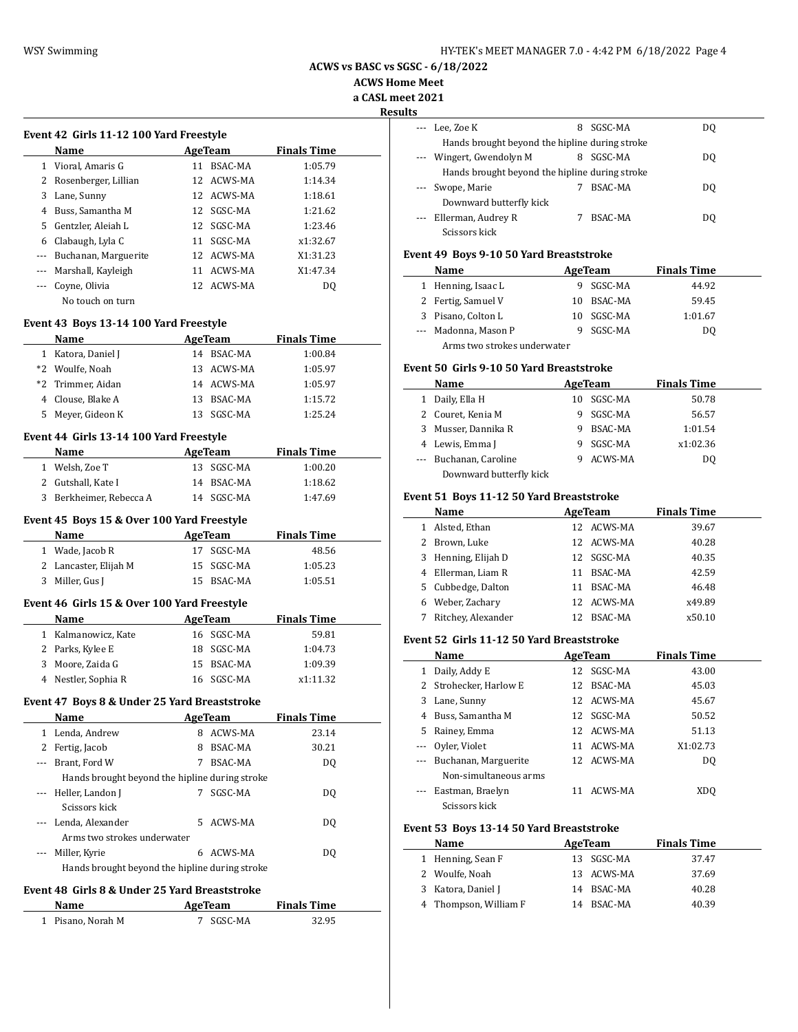**ACWS vs BASC vs SGSC - 6/18/2022**
**ACWS Home Meet**
**a CASL meet 2021**
**Results**

### Event 42 Girls 11-12 100 Yard Freestyle

| | Name | Age | Team | Finals Time |
|---|---|---|---|---|
| 1 | Vioral, Amaris G | 11 | BSAC-MA | 1:05.79 |
| 2 | Rosenberger, Lillian | 12 | ACWS-MA | 1:14.34 |
| 3 | Lane, Sunny | 12 | ACWS-MA | 1:18.61 |
| 4 | Buss, Samantha M | 12 | SGSC-MA | 1:21.62 |
| 5 | Gentzler, Aleiah L | 12 | SGSC-MA | 1:23.46 |
| 6 | Clabaugh, Lyla C | 11 | SGSC-MA | x1:32.67 |
| --- | Buchanan, Marguerite | 12 | ACWS-MA | X1:31.23 |
| --- | Marshall, Kayleigh | 11 | ACWS-MA | X1:47.34 |
| --- | Coyne, Olivia | 12 | ACWS-MA | DQ |
| | No touch on turn | | | |

### Event 43 Boys 13-14 100 Yard Freestyle

| | Name | Age | Team | Finals Time |
|---|---|---|---|---|
| 1 | Katora, Daniel J | 14 | BSAC-MA | 1:00.84 |
| *2 | Woulfe, Noah | 13 | ACWS-MA | 1:05.97 |
| *2 | Trimmer, Aidan | 14 | ACWS-MA | 1:05.97 |
| 4 | Clouse, Blake A | 13 | BSAC-MA | 1:15.72 |
| 5 | Meyer, Gideon K | 13 | SGSC-MA | 1:25.24 |

### Event 44 Girls 13-14 100 Yard Freestyle

| | Name | Age | Team | Finals Time |
|---|---|---|---|---|
| 1 | Welsh, Zoe T | 13 | SGSC-MA | 1:00.20 |
| 2 | Gutshall, Kate I | 14 | BSAC-MA | 1:18.62 |
| 3 | Berkheimer, Rebecca A | 14 | SGSC-MA | 1:47.69 |

### Event 45 Boys 15 & Over 100 Yard Freestyle

| | Name | Age | Team | Finals Time |
|---|---|---|---|---|
| 1 | Wade, Jacob R | 17 | SGSC-MA | 48.56 |
| 2 | Lancaster, Elijah M | 15 | SGSC-MA | 1:05.23 |
| 3 | Miller, Gus J | 15 | BSAC-MA | 1:05.51 |

### Event 46 Girls 15 & Over 100 Yard Freestyle

| | Name | Age | Team | Finals Time |
|---|---|---|---|---|
| 1 | Kalmanowicz, Kate | 16 | SGSC-MA | 59.81 |
| 2 | Parks, Kylee E | 18 | SGSC-MA | 1:04.73 |
| 3 | Moore, Zaida G | 15 | BSAC-MA | 1:09.39 |
| 4 | Nestler, Sophia R | 16 | SGSC-MA | x1:11.32 |

### Event 47 Boys 8 & Under 25 Yard Breaststroke

| | Name | Age | Team | Finals Time |
|---|---|---|---|---|
| 1 | Lenda, Andrew | 8 | ACWS-MA | 23.14 |
| 2 | Fertig, Jacob | 8 | BSAC-MA | 30.21 |
| --- | Brant, Ford W | 7 | BSAC-MA | DQ |
| | Hands brought beyond the hipline during stroke | | | |
| --- | Heller, Landon J | 7 | SGSC-MA | DQ |
| | Scissors kick | | | |
| --- | Lenda, Alexander | 5 | ACWS-MA | DQ |
| | Arms two strokes underwater | | | |
| --- | Miller, Kyrie | 6 | ACWS-MA | DQ |
| | Hands brought beyond the hipline during stroke | | | |

### Event 48 Girls 8 & Under 25 Yard Breaststroke

| | Name | Age | Team | Finals Time |
|---|---|---|---|---|
| 1 | Pisano, Norah M | 7 | SGSC-MA | 32.95 |
| --- | Lee, Zoe K | 8 | SGSC-MA | DQ |
| | Hands brought beyond the hipline during stroke | | | |
| --- | Wingert, Gwendolyn M | 8 | SGSC-MA | DQ |
| | Hands brought beyond the hipline during stroke | | | |
| --- | Swope, Marie | 7 | BSAC-MA | DQ |
| | Downward butterfly kick | | | |
| --- | Ellerman, Audrey R | 7 | BSAC-MA | DQ |
| | Scissors kick | | | |

### Event 49 Boys 9-10 50 Yard Breaststroke

| | Name | Age | Team | Finals Time |
|---|---|---|---|---|
| 1 | Henning, Isaac L | 9 | SGSC-MA | 44.92 |
| 2 | Fertig, Samuel V | 10 | BSAC-MA | 59.45 |
| 3 | Pisano, Colton L | 10 | SGSC-MA | 1:01.67 |
| --- | Madonna, Mason P | 9 | SGSC-MA | DQ |
| | Arms two strokes underwater | | | |

### Event 50 Girls 9-10 50 Yard Breaststroke

| | Name | Age | Team | Finals Time |
|---|---|---|---|---|
| 1 | Daily, Ella H | 10 | SGSC-MA | 50.78 |
| 2 | Couret, Kenia M | 9 | SGSC-MA | 56.57 |
| 3 | Musser, Dannika R | 9 | BSAC-MA | 1:01.54 |
| 4 | Lewis, Emma J | 9 | SGSC-MA | x1:02.36 |
| --- | Buchanan, Caroline | 9 | ACWS-MA | DQ |
| | Downward butterfly kick | | | |

### Event 51 Boys 11-12 50 Yard Breaststroke

| | Name | Age | Team | Finals Time |
|---|---|---|---|---|
| 1 | Alsted, Ethan | 12 | ACWS-MA | 39.67 |
| 2 | Brown, Luke | 12 | ACWS-MA | 40.28 |
| 3 | Henning, Elijah D | 12 | SGSC-MA | 40.35 |
| 4 | Ellerman, Liam R | 11 | BSAC-MA | 42.59 |
| 5 | Cubbedge, Dalton | 11 | BSAC-MA | 46.48 |
| 6 | Weber, Zachary | 12 | ACWS-MA | x49.89 |
| 7 | Ritchey, Alexander | 12 | BSAC-MA | x50.10 |

### Event 52 Girls 11-12 50 Yard Breaststroke

| | Name | Age | Team | Finals Time |
|---|---|---|---|---|
| 1 | Daily, Addy E | 12 | SGSC-MA | 43.00 |
| 2 | Strohecker, Harlow E | 12 | BSAC-MA | 45.03 |
| 3 | Lane, Sunny | 12 | ACWS-MA | 45.67 |
| 4 | Buss, Samantha M | 12 | SGSC-MA | 50.52 |
| 5 | Rainey, Emma | 12 | ACWS-MA | 51.13 |
| --- | Oyler, Violet | 11 | ACWS-MA | X1:02.73 |
| --- | Buchanan, Marguerite | 12 | ACWS-MA | DQ |
| | Non-simultaneous arms | | | |
| --- | Eastman, Braelyn | 11 | ACWS-MA | XDQ |
| | Scissors kick | | | |

### Event 53 Boys 13-14 50 Yard Breaststroke

| | Name | Age | Team | Finals Time |
|---|---|---|---|---|
| 1 | Henning, Sean F | 13 | SGSC-MA | 37.47 |
| 2 | Woulfe, Noah | 13 | ACWS-MA | 37.69 |
| 3 | Katora, Daniel J | 14 | BSAC-MA | 40.28 |
| 4 | Thompson, William F | 14 | BSAC-MA | 40.39 |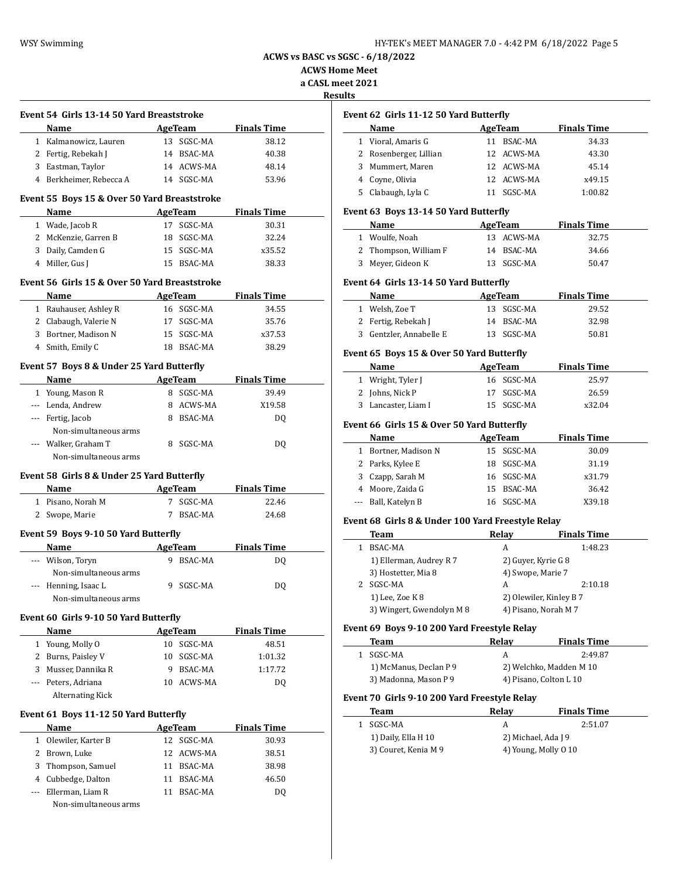**ACWS vs BASC vs SGSC - 6/18/2022**
**ACWS Home Meet**
**a CASL meet 2021**
**Results**

### Event 54 Girls 13-14 50 Yard Breaststroke

| | Name | Age | Team | Finals Time |
|---|---|---|---|---|
| 1 | Kalmanowicz, Lauren | 13 | SGSC-MA | 38.12 |
| 2 | Fertig, Rebekah J | 14 | BSAC-MA | 40.38 |
| 3 | Eastman, Taylor | 14 | ACWS-MA | 48.14 |
| 4 | Berkheimer, Rebecca A | 14 | SGSC-MA | 53.96 |

### Event 55 Boys 15 & Over 50 Yard Breaststroke

| | Name | Age | Team | Finals Time |
|---|---|---|---|---|
| 1 | Wade, Jacob R | 17 | SGSC-MA | 30.31 |
| 2 | McKenzie, Garren B | 18 | SGSC-MA | 32.24 |
| 3 | Daily, Camden G | 15 | SGSC-MA | x35.52 |
| 4 | Miller, Gus J | 15 | BSAC-MA | 38.33 |

### Event 56 Girls 15 & Over 50 Yard Breaststroke

| | Name | Age | Team | Finals Time |
|---|---|---|---|---|
| 1 | Rauhauser, Ashley R | 16 | SGSC-MA | 34.55 |
| 2 | Clabaugh, Valerie N | 17 | SGSC-MA | 35.76 |
| 3 | Bortner, Madison N | 15 | SGSC-MA | x37.53 |
| 4 | Smith, Emily C | 18 | BSAC-MA | 38.29 |

### Event 57 Boys 8 & Under 25 Yard Butterfly

| | Name | Age | Team | Finals Time |
|---|---|---|---|---|
| 1 | Young, Mason R | 8 | SGSC-MA | 39.49 |
| --- | Lenda, Andrew | 8 | ACWS-MA | X19.58 |
| --- | Fertig, Jacob | 8 | BSAC-MA | DQ |
| | Non-simultaneous arms | | | |
| --- | Walker, Graham T | 8 | SGSC-MA | DQ |
| | Non-simultaneous arms | | | |

### Event 58 Girls 8 & Under 25 Yard Butterfly

| | Name | Age | Team | Finals Time |
|---|---|---|---|---|
| 1 | Pisano, Norah M | 7 | SGSC-MA | 22.46 |
| 2 | Swope, Marie | 7 | BSAC-MA | 24.68 |

### Event 59 Boys 9-10 50 Yard Butterfly

| | Name | Age | Team | Finals Time |
|---|---|---|---|---|
| --- | Wilson, Toryn | 9 | BSAC-MA | DQ |
| | Non-simultaneous arms | | | |
| --- | Henning, Isaac L | 9 | SGSC-MA | DQ |
| | Non-simultaneous arms | | | |

### Event 60 Girls 9-10 50 Yard Butterfly

| | Name | Age | Team | Finals Time |
|---|---|---|---|---|
| 1 | Young, Molly O | 10 | SGSC-MA | 48.51 |
| 2 | Burns, Paisley V | 10 | SGSC-MA | 1:01.32 |
| 3 | Musser, Dannika R | 9 | BSAC-MA | 1:17.72 |
| --- | Peters, Adriana | 10 | ACWS-MA | DQ |
| | Alternating Kick | | | |

### Event 61 Boys 11-12 50 Yard Butterfly

| | Name | Age | Team | Finals Time |
|---|---|---|---|---|
| 1 | Olewiler, Karter B | 12 | SGSC-MA | 30.93 |
| 2 | Brown, Luke | 12 | ACWS-MA | 38.51 |
| 3 | Thompson, Samuel | 11 | BSAC-MA | 38.98 |
| 4 | Cubbedge, Dalton | 11 | BSAC-MA | 46.50 |
| --- | Ellerman, Liam R | 11 | BSAC-MA | DQ |
| | Non-simultaneous arms | | | |

### Event 62 Girls 11-12 50 Yard Butterfly

| | Name | Age | Team | Finals Time |
|---|---|---|---|---|
| 1 | Vioral, Amaris G | 11 | BSAC-MA | 34.33 |
| 2 | Rosenberger, Lillian | 12 | ACWS-MA | 43.30 |
| 3 | Mummert, Maren | 12 | ACWS-MA | 45.14 |
| 4 | Coyne, Olivia | 12 | ACWS-MA | x49.15 |
| 5 | Clabaugh, Lyla C | 11 | SGSC-MA | 1:00.82 |

### Event 63 Boys 13-14 50 Yard Butterfly

| | Name | Age | Team | Finals Time |
|---|---|---|---|---|
| 1 | Woulfe, Noah | 13 | ACWS-MA | 32.75 |
| 2 | Thompson, William F | 14 | BSAC-MA | 34.66 |
| 3 | Meyer, Gideon K | 13 | SGSC-MA | 50.47 |

### Event 64 Girls 13-14 50 Yard Butterfly

| | Name | Age | Team | Finals Time |
|---|---|---|---|---|
| 1 | Welsh, Zoe T | 13 | SGSC-MA | 29.52 |
| 2 | Fertig, Rebekah J | 14 | BSAC-MA | 32.98 |
| 3 | Gentzler, Annabelle E | 13 | SGSC-MA | 50.81 |

### Event 65 Boys 15 & Over 50 Yard Butterfly

| | Name | Age | Team | Finals Time |
|---|---|---|---|---|
| 1 | Wright, Tyler J | 16 | SGSC-MA | 25.97 |
| 2 | Johns, Nick P | 17 | SGSC-MA | 26.59 |
| 3 | Lancaster, Liam I | 15 | SGSC-MA | x32.04 |

### Event 66 Girls 15 & Over 50 Yard Butterfly

| | Name | Age | Team | Finals Time |
|---|---|---|---|---|
| 1 | Bortner, Madison N | 15 | SGSC-MA | 30.09 |
| 2 | Parks, Kylee E | 18 | SGSC-MA | 31.19 |
| 3 | Czapp, Sarah M | 16 | SGSC-MA | x31.79 |
| 4 | Moore, Zaida G | 15 | BSAC-MA | 36.42 |
| --- | Ball, Katelyn B | 16 | SGSC-MA | X39.18 |

### Event 68 Girls 8 & Under 100 Yard Freestyle Relay

| | Team | Relay | Finals Time |
|---|---|---|---|
| 1 | BSAC-MA | A | 1:48.23 |
| | 1) Ellerman, Audrey R 7 | 2) Guyer, Kyrie G 8 | |
| | 3) Hostetter, Mia 8 | 4) Swope, Marie 7 | |
| 2 | SGSC-MA | A | 2:10.18 |
| | 1) Lee, Zoe K 8 | 2) Olewiler, Kinley B 7 | |
| | 3) Wingert, Gwendolyn M 8 | 4) Pisano, Norah M 7 | |

### Event 69 Boys 9-10 200 Yard Freestyle Relay

| | Team | Relay | Finals Time |
|---|---|---|---|
| 1 | SGSC-MA | A | 2:49.87 |
| | 1) McManus, Declan P 9 | 2) Welchko, Madden M 10 | |
| | 3) Madonna, Mason P 9 | 4) Pisano, Colton L 10 | |

### Event 70 Girls 9-10 200 Yard Freestyle Relay

| | Team | Relay | Finals Time |
|---|---|---|---|
| 1 | SGSC-MA | A | 2:51.07 |
| | 1) Daily, Ella H 10 | 2) Michael, Ada J 9 | |
| | 3) Couret, Kenia M 9 | 4) Young, Molly O 10 | |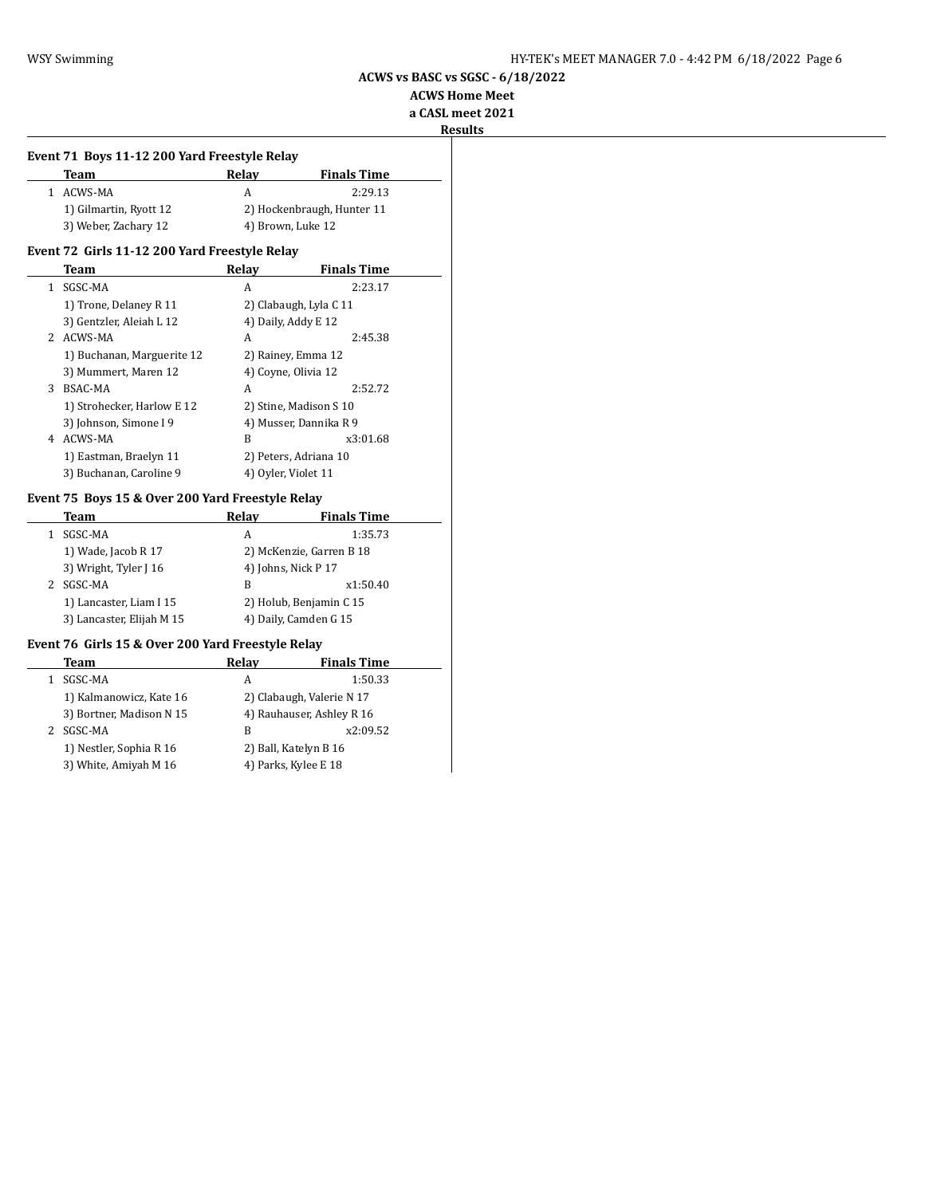## ACWS vs BASC vs SGSC - 6/18/2022

**ACWS Home Meet**

**a CASL meet 2021**

**Results**

### Event 71 Boys 11-12 200 Yard Freestyle Relay

| | Team | Relay | Finals Time |
|---|---|---|---|
| 1 | ACWS-MA | A | 2:29.13 |
| | 1) Gilmartin, Ryott 12 | 2) Hockenbraugh, Hunter 11 | |
| | 3) Weber, Zachary 12 | 4) Brown, Luke 12 | |

### Event 72 Girls 11-12 200 Yard Freestyle Relay

| | Team | Relay | Finals Time |
|---|---|---|---|
| 1 | SGSC-MA | A | 2:23.17 |
| | 1) Trone, Delaney R 11 | 2) Clabaugh, Lyla C 11 | |
| | 3) Gentzler, Aleiah L 12 | 4) Daily, Addy E 12 | |
| 2 | ACWS-MA | A | 2:45.38 |
| | 1) Buchanan, Marguerite 12 | 2) Rainey, Emma 12 | |
| | 3) Mummert, Maren 12 | 4) Coyne, Olivia 12 | |
| 3 | BSAC-MA | A | 2:52.72 |
| | 1) Strohecker, Harlow E 12 | 2) Stine, Madison S 10 | |
| | 3) Johnson, Simone I 9 | 4) Musser, Dannika R 9 | |
| 4 | ACWS-MA | B | x3:01.68 |
| | 1) Eastman, Braelyn 11 | 2) Peters, Adriana 10 | |
| | 3) Buchanan, Caroline 9 | 4) Oyler, Violet 11 | |

### Event 75 Boys 15 & Over 200 Yard Freestyle Relay

| | Team | Relay | Finals Time |
|---|---|---|---|
| 1 | SGSC-MA | A | 1:35.73 |
| | 1) Wade, Jacob R 17 | 2) McKenzie, Garren B 18 | |
| | 3) Wright, Tyler J 16 | 4) Johns, Nick P 17 | |
| 2 | SGSC-MA | B | x1:50.40 |
| | 1) Lancaster, Liam I 15 | 2) Holub, Benjamin C 15 | |
| | 3) Lancaster, Elijah M 15 | 4) Daily, Camden G 15 | |

### Event 76 Girls 15 & Over 200 Yard Freestyle Relay

| | Team | Relay | Finals Time |
|---|---|---|---|
| 1 | SGSC-MA | A | 1:50.33 |
| | 1) Kalmanowicz, Kate 16 | 2) Clabaugh, Valerie N 17 | |
| | 3) Bortner, Madison N 15 | 4) Rauhauser, Ashley R 16 | |
| 2 | SGSC-MA | B | x2:09.52 |
| | 1) Nestler, Sophia R 16 | 2) Ball, Katelyn B 16 | |
| | 3) White, Amiyah M 16 | 4) Parks, Kylee E 18 | |